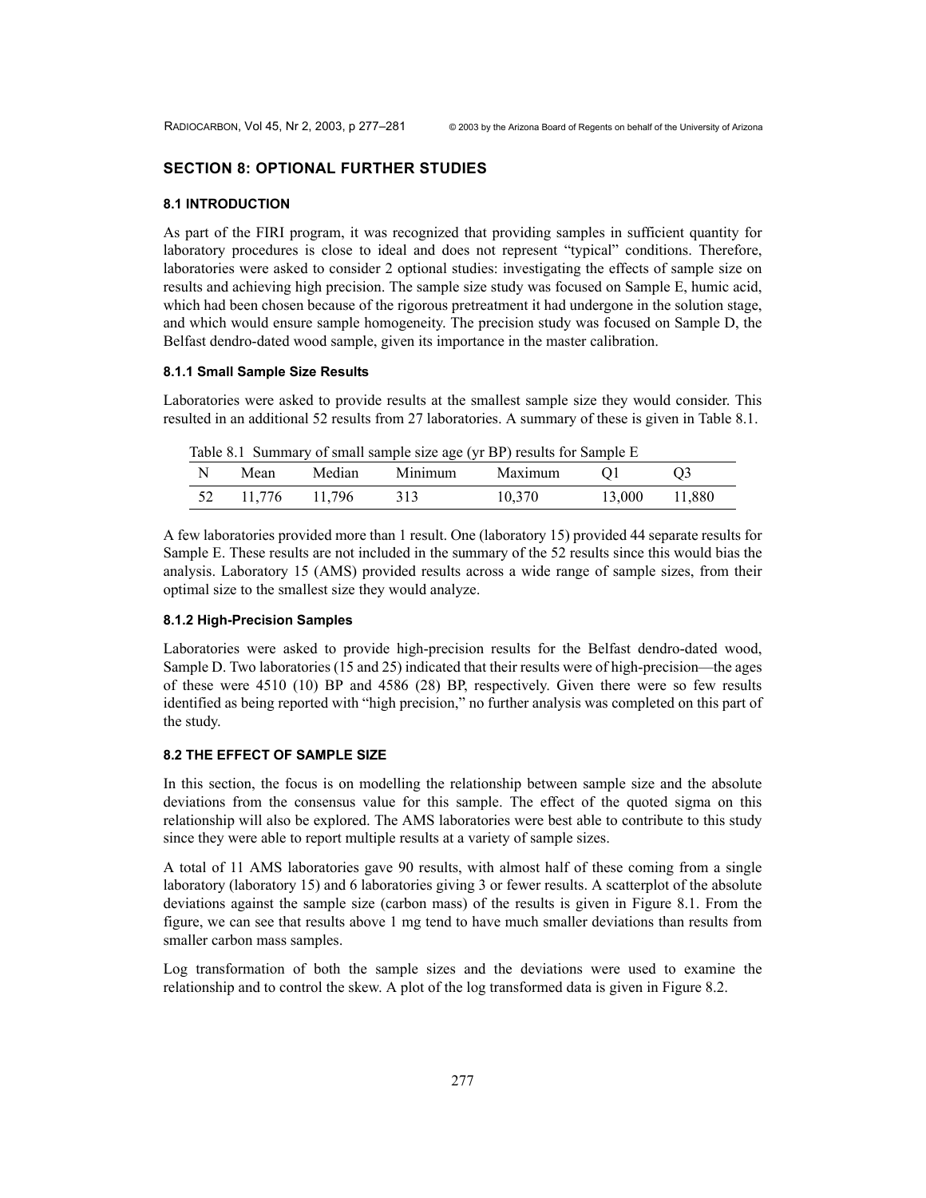## SECTION 8: OPTIONAL FURTHER STUDIES

### 8.1 INTRODUCTION

As part of the FIRI program, it was recognized that providing samples in sufficient quantity for laboratory procedures is close to ideal and does not represent "typical" conditions. Therefore, laboratories were asked to consider 2 optional studies: investigating the effects of sample size on results and achieving high precision. The sample size study was focused on Sample E, humic acid, which had been chosen because of the rigorous pretreatment it had undergone in the solution stage, and which would ensure sample homogeneity. The precision study was focused on Sample D, the Belfast dendro-dated wood sample, given its importance in the master calibration.

#### 8.1.1 Small Sample Size Results

Laboratories were asked to provide results at the smallest sample size they would consider. This resulted in an additional 52 results from 27 laboratories. A summary of these is given in Table 8.1.

Table 8.1 Summary of small sample size age (yr BP) results for Sample E

| N | Mean | Median | Minimum | Maximum | Q1 | Q3 |
|---|---|---|---|---|---|---|
| 52 | 11,776 | 11,796 | 313 | 10,370 | 13,000 | 11,880 |

A few laboratories provided more than 1 result. One (laboratory 15) provided 44 separate results for Sample E. These results are not included in the summary of the 52 results since this would bias the analysis. Laboratory 15 (AMS) provided results across a wide range of sample sizes, from their optimal size to the smallest size they would analyze.

#### 8.1.2 High-Precision Samples

Laboratories were asked to provide high-precision results for the Belfast dendro-dated wood, Sample D. Two laboratories (15 and 25) indicated that their results were of high-precision—the ages of these were 4510 (10) BP and 4586 (28) BP, respectively. Given there were so few results identified as being reported with "high precision," no further analysis was completed on this part of the study.

### 8.2 THE EFFECT OF SAMPLE SIZE

In this section, the focus is on modelling the relationship between sample size and the absolute deviations from the consensus value for this sample. The effect of the quoted sigma on this relationship will also be explored. The AMS laboratories were best able to contribute to this study since they were able to report multiple results at a variety of sample sizes.

A total of 11 AMS laboratories gave 90 results, with almost half of these coming from a single laboratory (laboratory 15) and 6 laboratories giving 3 or fewer results. A scatterplot of the absolute deviations against the sample size (carbon mass) of the results is given in Figure 8.1. From the figure, we can see that results above 1 mg tend to have much smaller deviations than results from smaller carbon mass samples.

Log transformation of both the sample sizes and the deviations were used to examine the relationship and to control the skew. A plot of the log transformed data is given in Figure 8.2.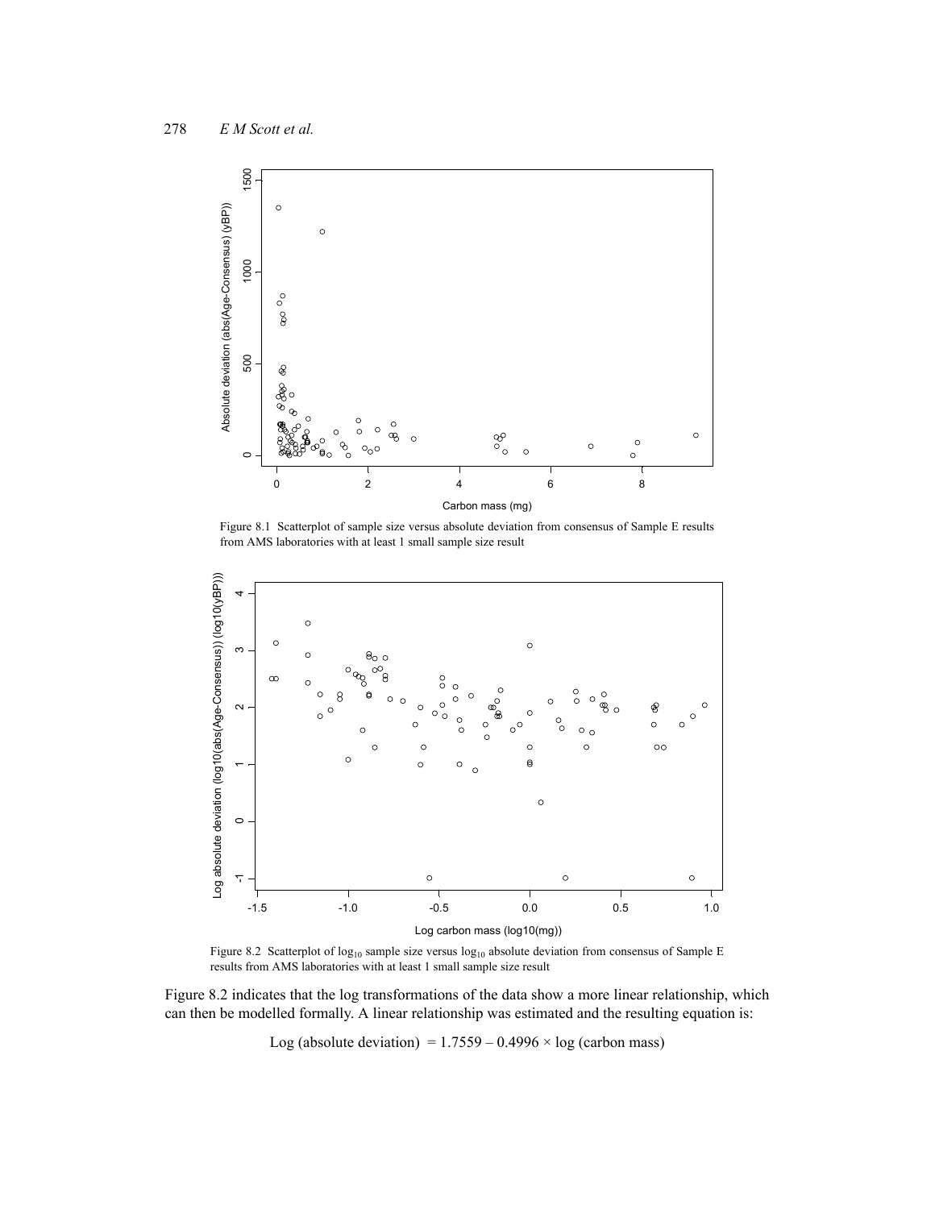Figure 8.1 Scatterplot of sample size versus absolute deviation from consensus of Sample E results from AMS laboratories with at least 1 small sample size result

Figure 8.2 Scatterplot of $\log_{10}$ sample size versus $\log_{10}$ absolute deviation from consensus of Sample E results from AMS laboratories with at least 1 small sample size result

Figure 8.2 indicates that the log transformations of the data show a more linear relationship, which can then be modelled formally. A linear relationship was estimated and the resulting equation is:

$$\text{Log (absolute deviation)} = 1.7559 - 0.4996 \times \text{log (carbon mass)}$$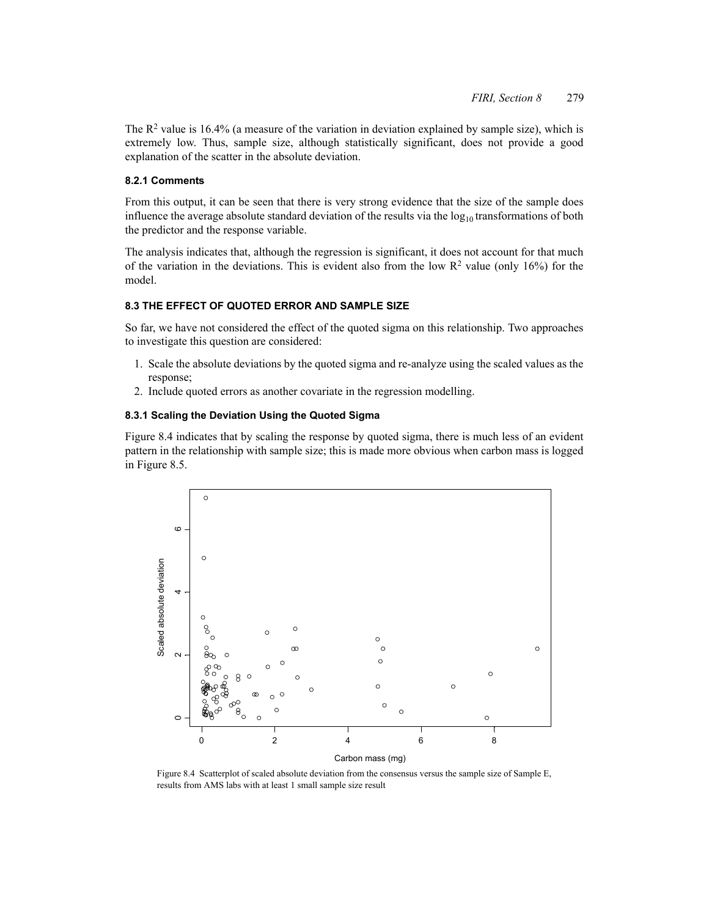The $R^2$ value is 16.4% (a measure of the variation in deviation explained by sample size), which is extremely low. Thus, sample size, although statistically significant, does not provide a good explanation of the scatter in the absolute deviation.

#### 8.2.1 Comments

From this output, it can be seen that there is very strong evidence that the size of the sample does influence the average absolute standard deviation of the results via the $\log_{10}$ transformations of both the predictor and the response variable.

The analysis indicates that, although the regression is significant, it does not account for that much of the variation in the deviations. This is evident also from the low $R^2$ value (only 16%) for the model.

### 8.3 THE EFFECT OF QUOTED ERROR AND SAMPLE SIZE

So far, we have not considered the effect of the quoted sigma on this relationship. Two approaches to investigate this question are considered:

1. Scale the absolute deviations by the quoted sigma and re-analyze using the scaled values as the response;
2. Include quoted errors as another covariate in the regression modelling.

#### 8.3.1 Scaling the Deviation Using the Quoted Sigma

Figure 8.4 indicates that by scaling the response by quoted sigma, there is much less of an evident pattern in the relationship with sample size; this is made more obvious when carbon mass is logged in Figure 8.5.

Figure 8.4 Scatterplot of scaled absolute deviation from the consensus versus the sample size of Sample E, results from AMS labs with at least 1 small sample size result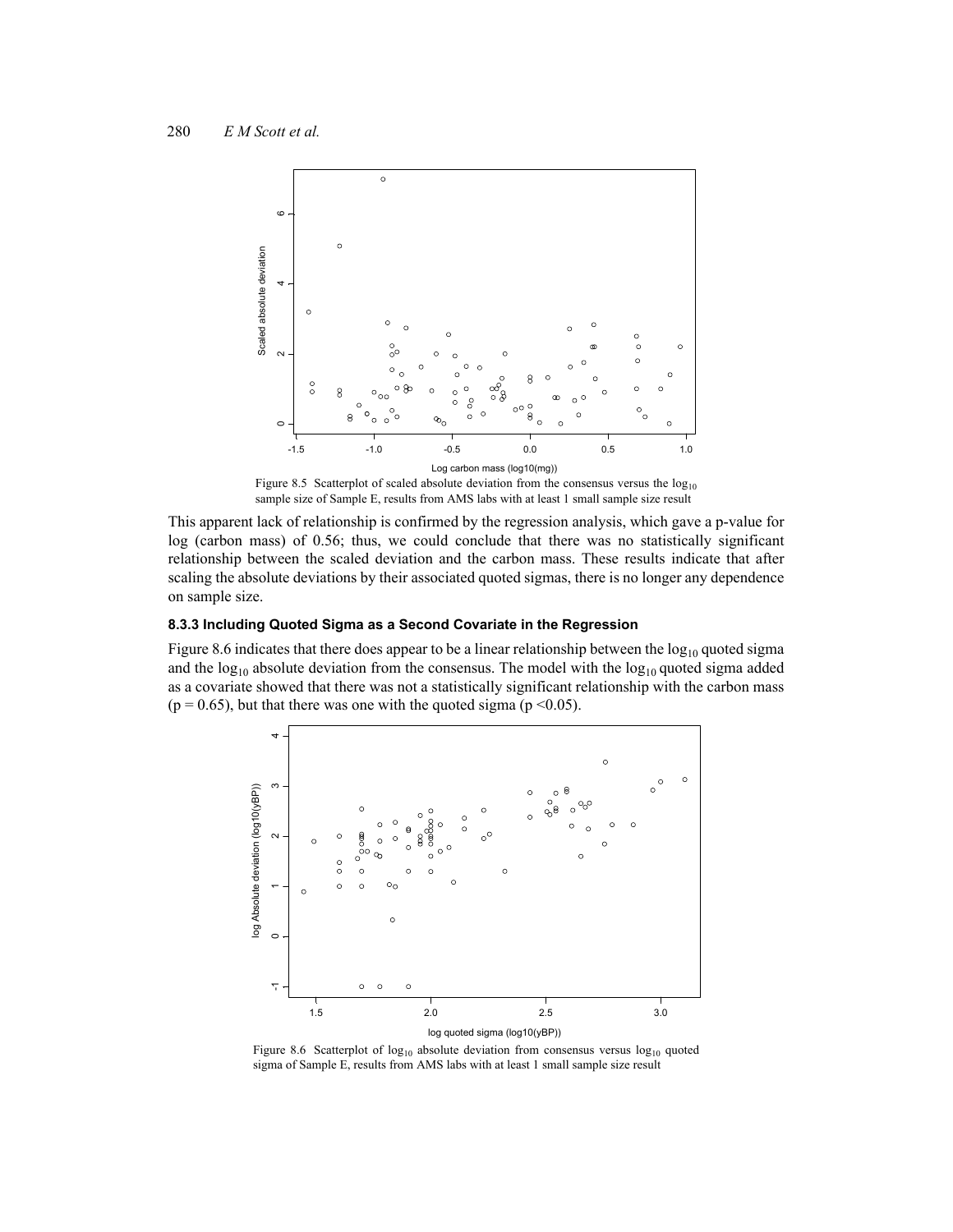Figure 8.5 Scatterplot of scaled absolute deviation from the consensus versus the $\log_{10}$ sample size of Sample E, results from AMS labs with at least 1 small sample size result

This apparent lack of relationship is confirmed by the regression analysis, which gave a p-value for log (carbon mass) of 0.56; thus, we could conclude that there was no statistically significant relationship between the scaled deviation and the carbon mass. These results indicate that after scaling the absolute deviations by their associated quoted sigmas, there is no longer any dependence on sample size.

### 8.3.3 Including Quoted Sigma as a Second Covariate in the Regression

Figure 8.6 indicates that there does appear to be a linear relationship between the $\log_{10}$ quoted sigma and the $\log_{10}$ absolute deviation from the consensus. The model with the $\log_{10}$ quoted sigma added as a covariate showed that there was not a statistically significant relationship with the carbon mass ($p = 0.65$), but that there was one with the quoted sigma ($p < 0.05$).

Figure 8.6 Scatterplot of $\log_{10}$ absolute deviation from consensus versus $\log_{10}$ quoted sigma of Sample E, results from AMS labs with at least 1 small sample size result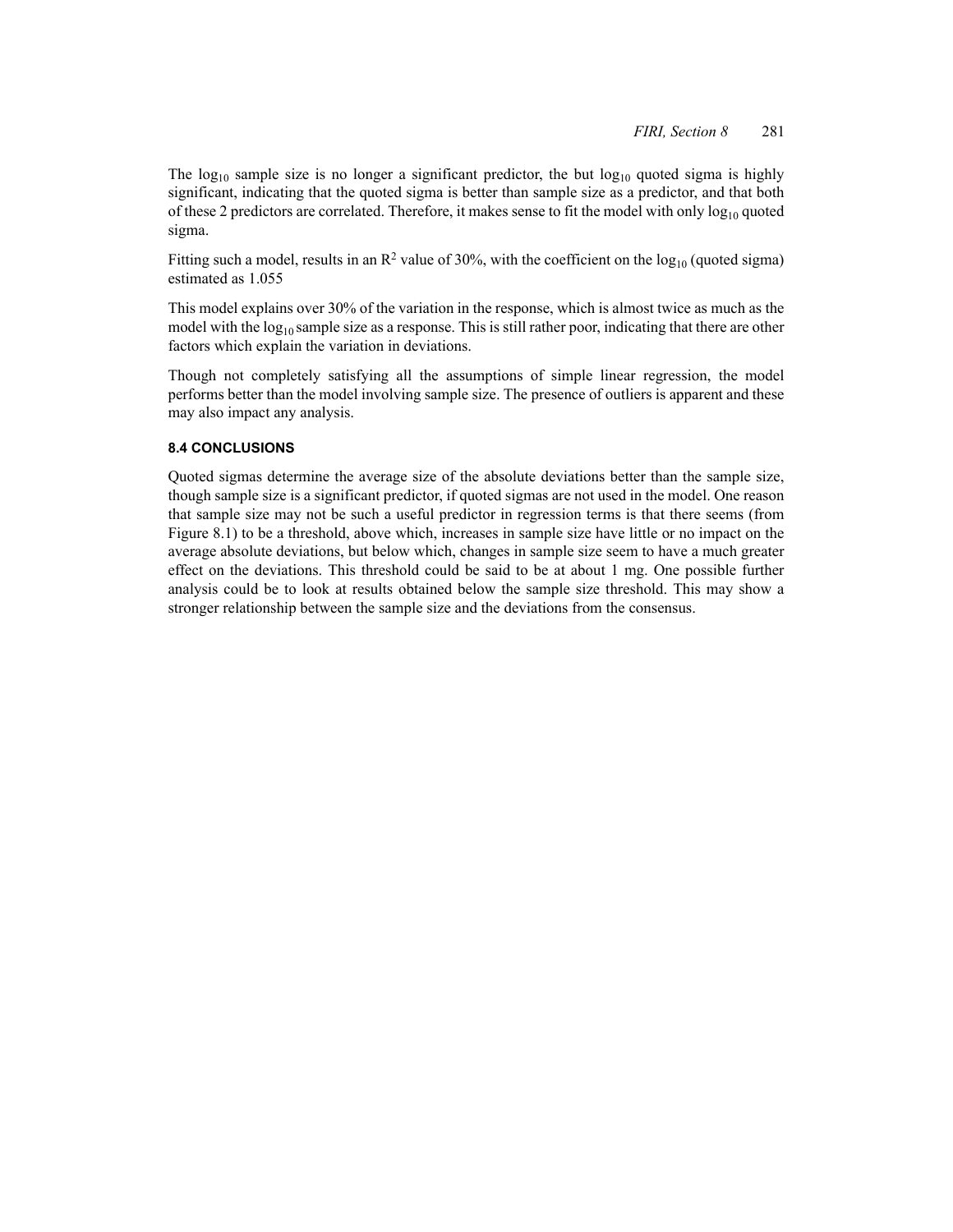The $\log_{10}$ sample size is no longer a significant predictor, the but $\log_{10}$ quoted sigma is highly significant, indicating that the quoted sigma is better than sample size as a predictor, and that both of these 2 predictors are correlated. Therefore, it makes sense to fit the model with only $\log_{10}$ quoted sigma.

Fitting such a model, results in an $R^2$ value of 30%, with the coefficient on the $\log_{10}$ (quoted sigma) estimated as 1.055

This model explains over 30% of the variation in the response, which is almost twice as much as the model with the $\log_{10}$ sample size as a response. This is still rather poor, indicating that there are other factors which explain the variation in deviations.

Though not completely satisfying all the assumptions of simple linear regression, the model performs better than the model involving sample size. The presence of outliers is apparent and these may also impact any analysis.

### 8.4 CONCLUSIONS

Quoted sigmas determine the average size of the absolute deviations better than the sample size, though sample size is a significant predictor, if quoted sigmas are not used in the model. One reason that sample size may not be such a useful predictor in regression terms is that there seems (from Figure 8.1) to be a threshold, above which, increases in sample size have little or no impact on the average absolute deviations, but below which, changes in sample size seem to have a much greater effect on the deviations. This threshold could be said to be at about 1 mg. One possible further analysis could be to look at results obtained below the sample size threshold. This may show a stronger relationship between the sample size and the deviations from the consensus.